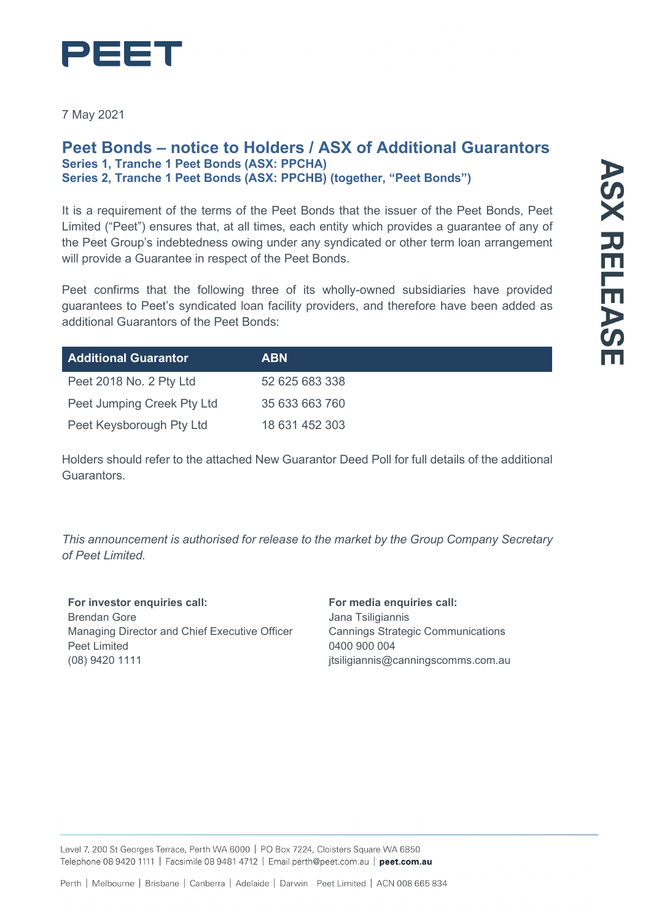PEET

7 May 2021

# Peet Bonds – notice to Holders / ASX of Additional Guarantors

**Series 1, Tranche 1 Peet Bonds (ASX: PPCHA)**
**Series 2, Tranche 1 Peet Bonds (ASX: PPCHB) (together, "Peet Bonds")**

ASX RELEASE

It is a requirement of the terms of the Peet Bonds that the issuer of the Peet Bonds, Peet Limited ("Peet") ensures that, at all times, each entity which provides a guarantee of any of the Peet Group's indebtedness owing under any syndicated or other term loan arrangement will provide a Guarantee in respect of the Peet Bonds.

Peet confirms that the following three of its wholly-owned subsidiaries have provided guarantees to Peet's syndicated loan facility providers, and therefore have been added as additional Guarantors of the Peet Bonds:

| Additional Guarantor | ABN |
|---|---|
| Peet 2018 No. 2 Pty Ltd | 52 625 683 338 |
| Peet Jumping Creek Pty Ltd | 35 633 663 760 |
| Peet Keysborough Pty Ltd | 18 631 452 303 |

Holders should refer to the attached New Guarantor Deed Poll for full details of the additional Guarantors.

*This announcement is authorised for release to the market by the Group Company Secretary of Peet Limited.*

**For investor enquiries call:**
Brendan Gore
Managing Director and Chief Executive Officer
Peet Limited
(08) 9420 1111

**For media enquiries call:**
Jana Tsiligiannis
Cannings Strategic Communications
0400 900 004
jtsiligiannis@canningscomms.com.au

Level 7, 200 St Georges Terrace, Perth WA 6000 | PO Box 7224, Cloisters Square WA 6850
Telephone 08 9420 1111 | Facsimile 08 9481 4712 | Email perth@peet.com.au | **peet.com.au**

Perth | Melbourne | Brisbane | Canberra | Adelaide | Darwin Peet Limited | ACN 008 665 834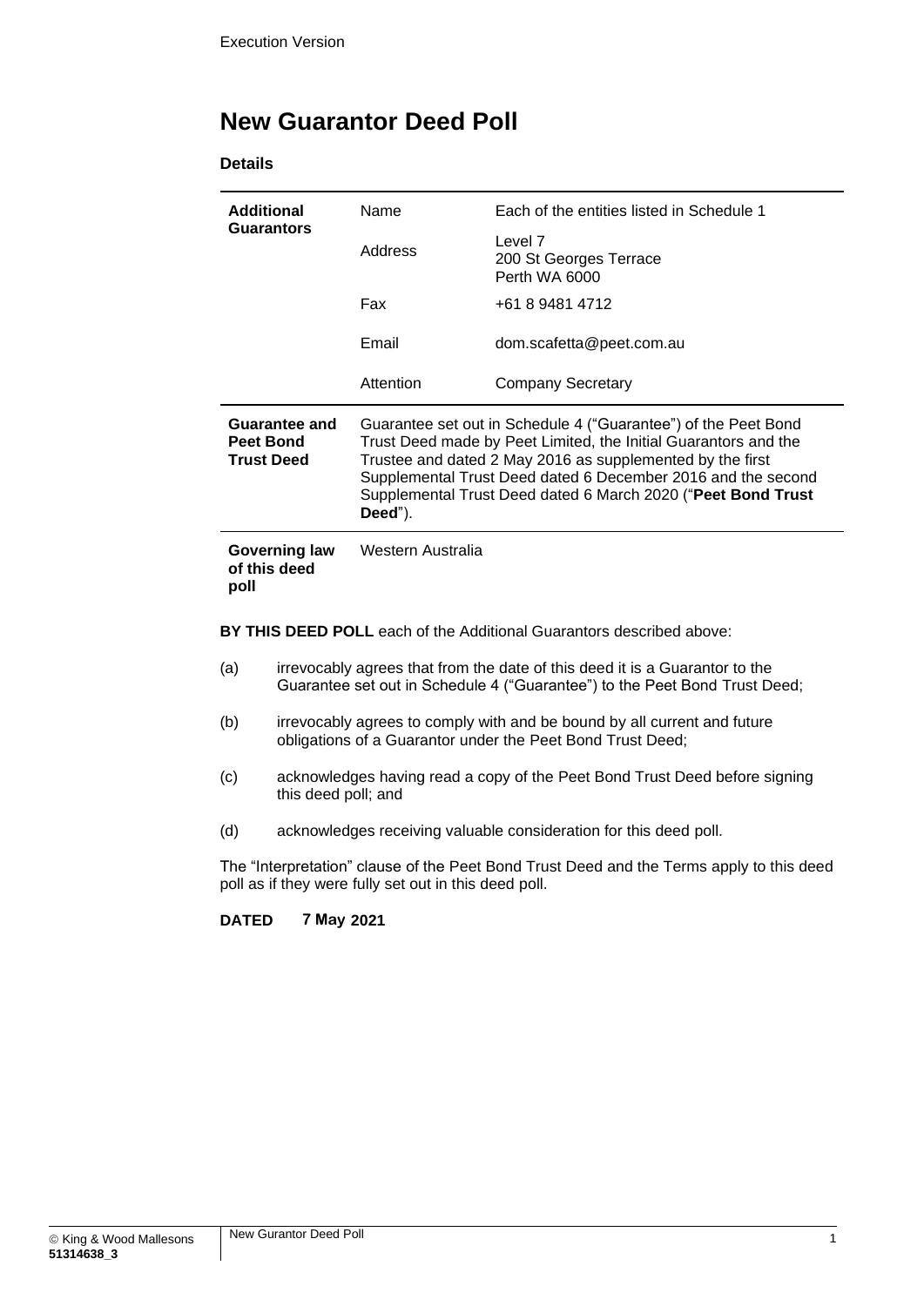Execution Version

# New Guarantor Deed Poll

**Details**

| | | |
|---|---|---|
| **Additional Guarantors** | Name | Each of the entities listed in Schedule 1 |
| | Address | Level 7<br>200 St Georges Terrace<br>Perth WA 6000 |
| | Fax | +61 8 9481 4712 |
| | Email | dom.scafetta@peet.com.au |
| | Attention | Company Secretary |
| **Guarantee and Peet Bond Trust Deed** | Guarantee set out in Schedule 4 ("Guarantee") of the Peet Bond Trust Deed made by Peet Limited, the Initial Guarantors and the Trustee and dated 2 May 2016 as supplemented by the first Supplemental Trust Deed dated 6 December 2016 and the second Supplemental Trust Deed dated 6 March 2020 ("**Peet Bond Trust Deed**"). | |
| **Governing law of this deed poll** | Western Australia | |

**BY THIS DEED POLL** each of the Additional Guarantors described above:

(a) irrevocably agrees that from the date of this deed it is a Guarantor to the Guarantee set out in Schedule 4 ("Guarantee") to the Peet Bond Trust Deed;

(b) irrevocably agrees to comply with and be bound by all current and future obligations of a Guarantor under the Peet Bond Trust Deed;

(c) acknowledges having read a copy of the Peet Bond Trust Deed before signing this deed poll; and

(d) acknowledges receiving valuable consideration for this deed poll.

The "Interpretation" clause of the Peet Bond Trust Deed and the Terms apply to this deed poll as if they were fully set out in this deed poll.

**DATED 7 May 2021**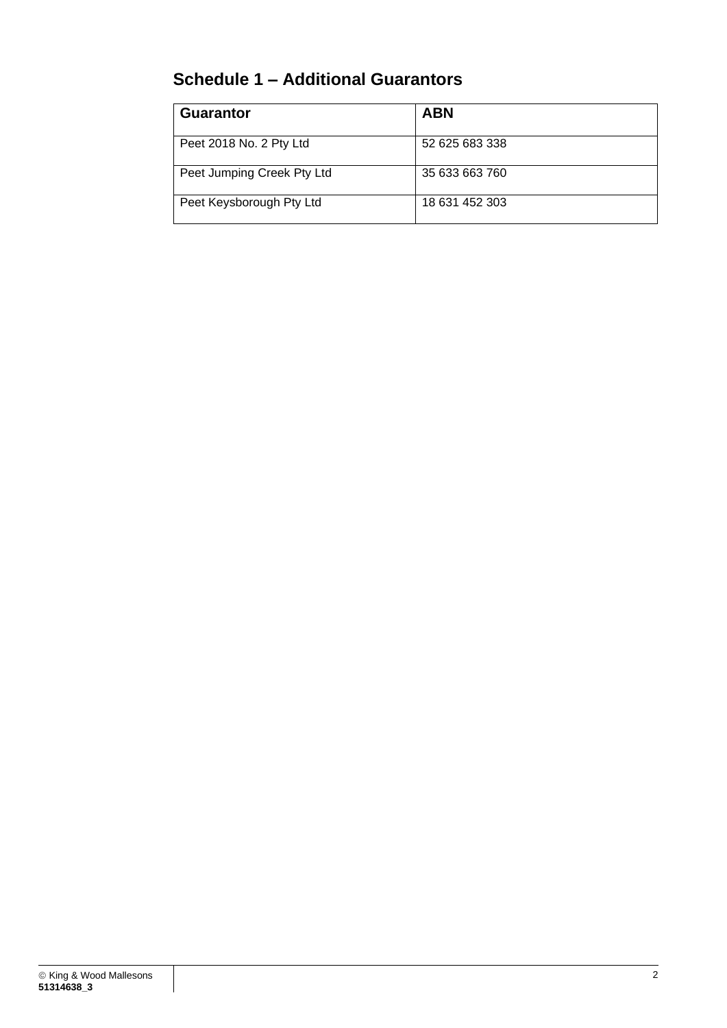## Schedule 1 – Additional Guarantors

| Guarantor | ABN |
|---|---|
| Peet 2018 No. 2 Pty Ltd | 52 625 683 338 |
| Peet Jumping Creek Pty Ltd | 35 633 663 760 |
| Peet Keysborough Pty Ltd | 18 631 452 303 |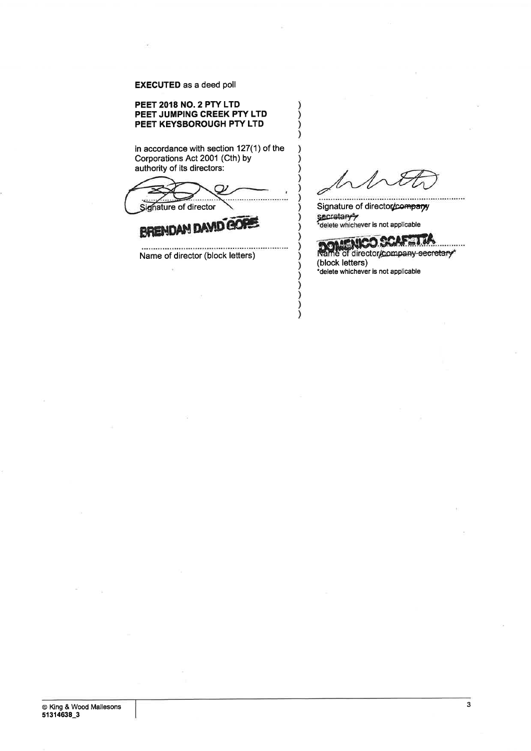**EXECUTED** as a deed poll

**PEET 2018 NO. 2 PTY LTD**
**PEET JUMPING CREEK PTY LTD**
**PEET KEYSBOROUGH PTY LTD**

in accordance with section 127(1) of the Corporations Act 2001 (Cth) by authority of its directors:

| | |
|---|---|
| ............................................................ | ............................................................ |
| Signature of director | Signature of director/~~company secretary~~* |
| | *delete whichever is not applicable |
| BRENDAN DAVID GORE | DOMENICO SCAFETTA |
| ............................................................ | ............................................................ |
| Name of director (block letters) | Name of director/~~company secretary~~* (block letters) |
| | *delete whichever is not applicable |

© King & Wood Mallesons
51314638_3